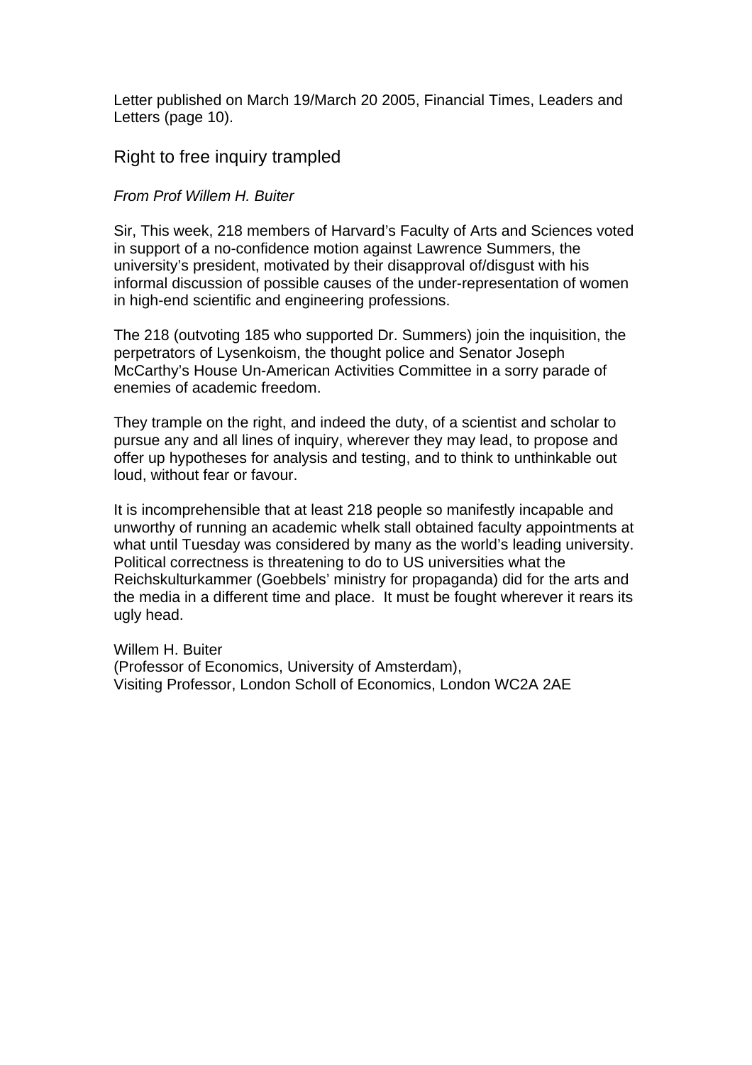Letter published on March 19/March 20 2005, Financial Times, Leaders and Letters (page 10).

## Right to free inquiry trampled

*From Prof Willem H. Buiter*

Sir, This week, 218 members of Harvard's Faculty of Arts and Sciences voted in support of a no-confidence motion against Lawrence Summers, the university's president, motivated by their disapproval of/disgust with his informal discussion of possible causes of the under-representation of women in high-end scientific and engineering professions.

The 218 (outvoting 185 who supported Dr. Summers) join the inquisition, the perpetrators of Lysenkoism, the thought police and Senator Joseph McCarthy's House Un-American Activities Committee in a sorry parade of enemies of academic freedom.

They trample on the right, and indeed the duty, of a scientist and scholar to pursue any and all lines of inquiry, wherever they may lead, to propose and offer up hypotheses for analysis and testing, and to think to unthinkable out loud, without fear or favour.

It is incomprehensible that at least 218 people so manifestly incapable and unworthy of running an academic whelk stall obtained faculty appointments at what until Tuesday was considered by many as the world's leading university. Political correctness is threatening to do to US universities what the Reichskulturkammer (Goebbels' ministry for propaganda) did for the arts and the media in a different time and place. It must be fought wherever it rears its ugly head.

Willem H. Buiter
(Professor of Economics, University of Amsterdam),
Visiting Professor, London Scholl of Economics, London WC2A 2AE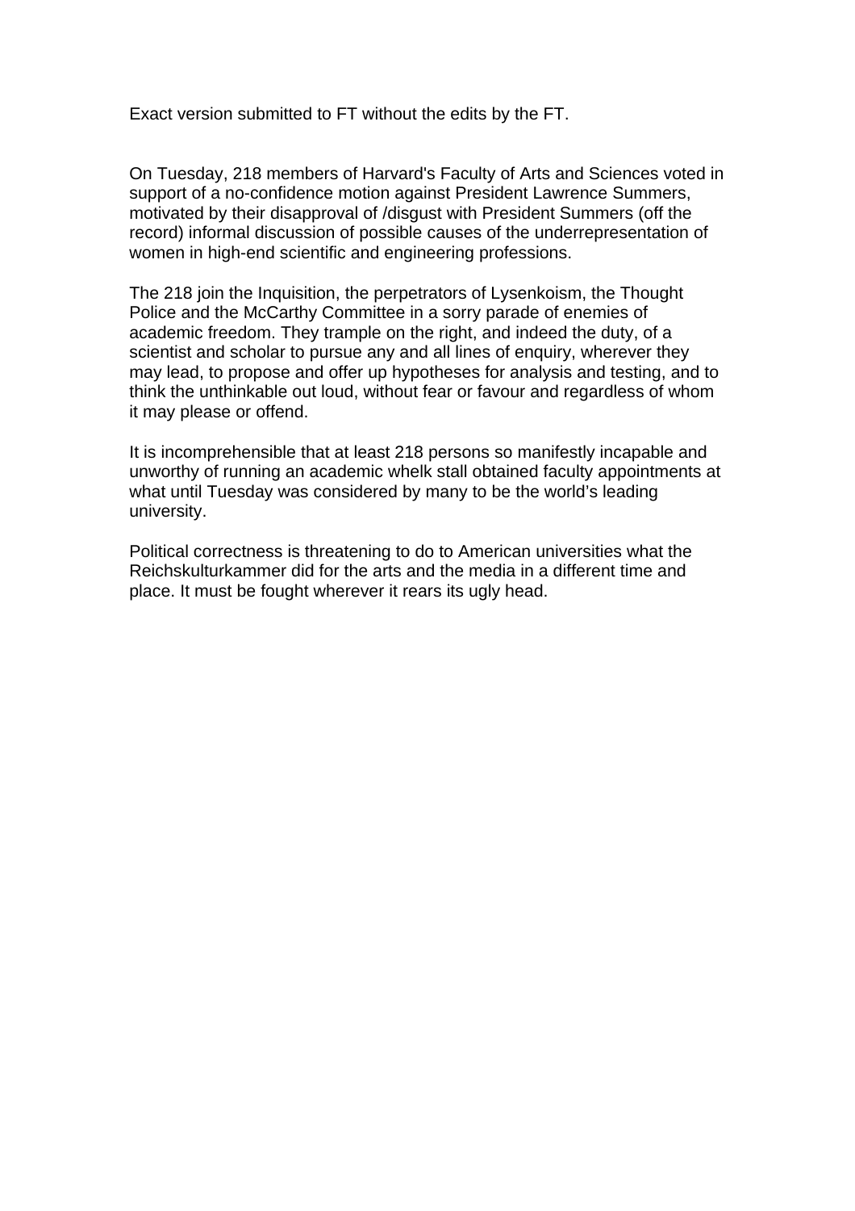Exact version submitted to FT without the edits by the FT.

On Tuesday, 218 members of Harvard's Faculty of Arts and Sciences voted in support of a no-confidence motion against President Lawrence Summers, motivated by their disapproval of /disgust with President Summers (off the record) informal discussion of possible causes of the underrepresentation of women in high-end scientific and engineering professions.

The 218 join the Inquisition, the perpetrators of Lysenkoism, the Thought Police and the McCarthy Committee in a sorry parade of enemies of academic freedom. They trample on the right, and indeed the duty, of a scientist and scholar to pursue any and all lines of enquiry, wherever they may lead, to propose and offer up hypotheses for analysis and testing, and to think the unthinkable out loud, without fear or favour and regardless of whom it may please or offend.

It is incomprehensible that at least 218 persons so manifestly incapable and unworthy of running an academic whelk stall obtained faculty appointments at what until Tuesday was considered by many to be the world's leading university.

Political correctness is threatening to do to American universities what the Reichskulturkammer did for the arts and the media in a different time and place. It must be fought wherever it rears its ugly head.